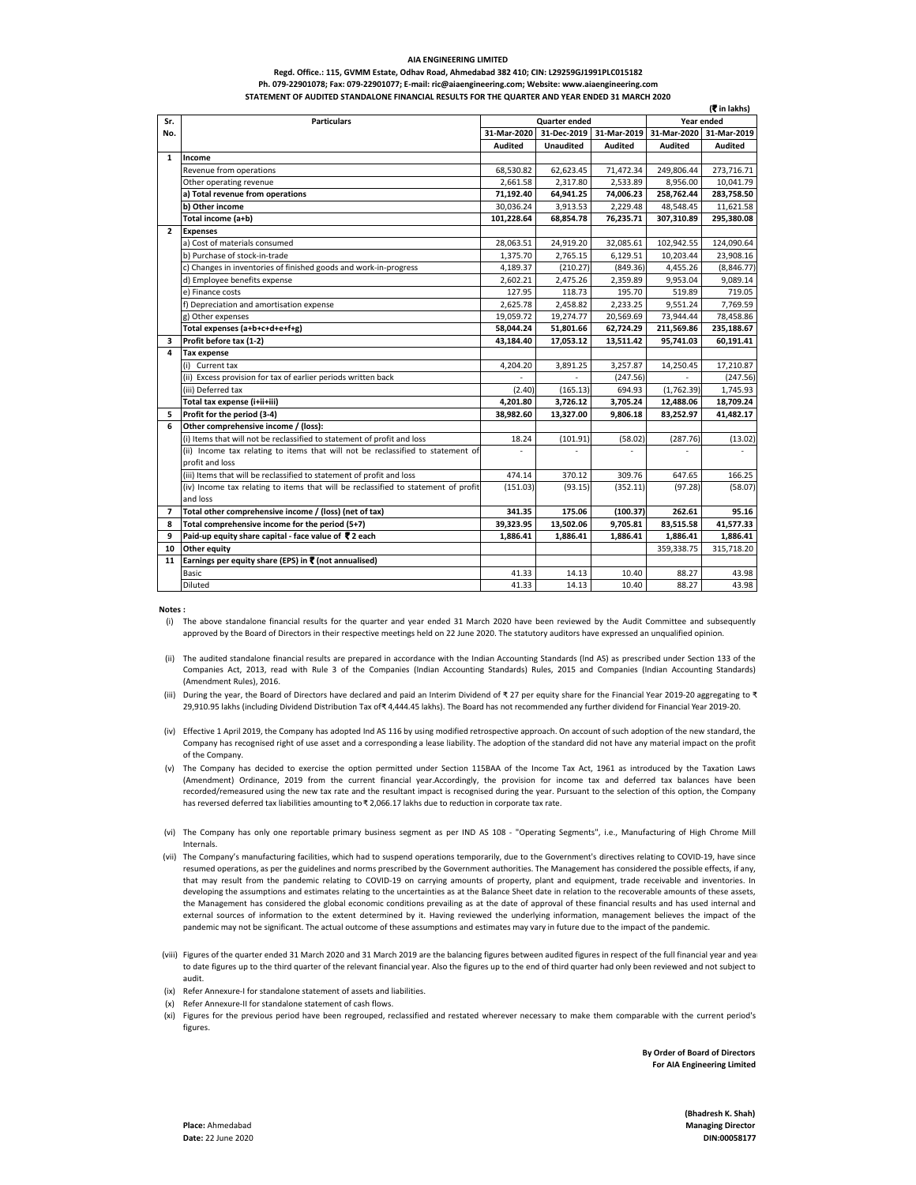# AIA ENGINEERING LIMITED

**Regd. Office.: 115, GVMM Estate, Odhav Road, Ahmedabad 382 410; CIN: L29259GJ1991PLC015182**

**Ph. 079-22901078; Fax: 079-22901077; E-mail: ric@aiaengineering.com; Website: www.aiaengineering.com**

**STATEMENT OF AUDITED STANDALONE FINANCIAL RESULTS FOR THE QUARTER AND YEAR ENDED 31 MARCH 2020**

**(₹ in lakhs)**

| Sr. No. | Particulars | Quarter ended | | | Year ended | |
|---|---|---|---|---|---|---|
| | | 31-Mar-2020 | 31-Dec-2019 | 31-Mar-2019 | 31-Mar-2020 | 31-Mar-2019 |
| | | Audited | Unaudited | Audited | Audited | Audited |
| 1 | **Income** | | | | | |
| | Revenue from operations | 68,530.82 | 62,623.45 | 71,472.34 | 249,806.44 | 273,716.71 |
| | Other operating revenue | 2,661.58 | 2,317.80 | 2,533.89 | 8,956.00 | 10,041.79 |
| | **a) Total revenue from operations** | **71,192.40** | **64,941.25** | **74,006.23** | **258,762.44** | **283,758.50** |
| | **b) Other income** | 30,036.24 | 3,913.53 | 2,229.48 | 48,548.45 | 11,621.58 |
| | **Total income (a+b)** | **101,228.64** | **68,854.78** | **76,235.71** | **307,310.89** | **295,380.08** |
| 2 | **Expenses** | | | | | |
| | a) Cost of materials consumed | 28,063.51 | 24,919.20 | 32,085.61 | 102,942.55 | 124,090.64 |
| | b) Purchase of stock-in-trade | 1,375.70 | 2,765.15 | 6,129.51 | 10,203.44 | 23,908.16 |
| | c) Changes in inventories of finished goods and work-in-progress | 4,189.37 | (210.27) | (849.36) | 4,455.26 | (8,846.77) |
| | d) Employee benefits expense | 2,602.21 | 2,475.26 | 2,359.89 | 9,953.04 | 9,089.14 |
| | e) Finance costs | 127.95 | 118.73 | 195.70 | 519.89 | 719.05 |
| | f) Depreciation and amortisation expense | 2,625.78 | 2,458.82 | 2,233.25 | 9,551.24 | 7,769.59 |
| | g) Other expenses | 19,059.72 | 19,274.77 | 20,569.69 | 73,944.44 | 78,458.86 |
| | **Total expenses (a+b+c+d+e+f+g)** | **58,044.24** | **51,801.66** | **62,724.29** | **211,569.86** | **235,188.67** |
| 3 | **Profit before tax (1-2)** | **43,184.40** | **17,053.12** | **13,511.42** | **95,741.03** | **60,191.41** |
| 4 | **Tax expense** | | | | | |
| | (i) Current tax | 4,204.20 | 3,891.25 | 3,257.87 | 14,250.45 | 17,210.87 |
| | (ii) Excess provision for tax of earlier periods written back | - | - | (247.56) | - | (247.56) |
| | (iii) Deferred tax | (2.40) | (165.13) | 694.93 | (1,762.39) | 1,745.93 |
| | **Total tax expense (i+ii+iii)** | **4,201.80** | **3,726.12** | **3,705.24** | **12,488.06** | **18,709.24** |
| 5 | **Profit for the period (3-4)** | **38,982.60** | **13,327.00** | **9,806.18** | **83,252.97** | **41,482.17** |
| 6 | **Other comprehensive income / (loss):** | | | | | |
| | (i) Items that will not be reclassified to statement of profit and loss | 18.24 | (101.91) | (58.02) | (287.76) | (13.02) |
| | (ii) Income tax relating to items that will not be reclassified to statement of profit and loss | - | - | - | - | - |
| | (iii) Items that will be reclassified to statement of profit and loss | 474.14 | 370.12 | 309.76 | 647.65 | 166.25 |
| | (iv) Income tax relating to items that will be reclassified to statement of profit and loss | (151.03) | (93.15) | (352.11) | (97.28) | (58.07) |
| 7 | **Total other comprehensive income / (loss) (net of tax)** | **341.35** | **175.06** | **(100.37)** | **262.61** | **95.16** |
| 8 | **Total comprehensive income for the period (5+7)** | **39,323.95** | **13,502.06** | **9,705.81** | **83,515.58** | **41,577.33** |
| 9 | **Paid-up equity share capital - face value of ₹ 2 each** | **1,886.41** | **1,886.41** | **1,886.41** | **1,886.41** | **1,886.41** |
| 10 | **Other equity** | | | | 359,338.75 | 315,718.20 |
| 11 | **Earnings per equity share (EPS) in ₹ (not annualised)** | | | | | |
| | Basic | 41.33 | 14.13 | 10.40 | 88.27 | 43.98 |
| | Diluted | 41.33 | 14.13 | 10.40 | 88.27 | 43.98 |

**Notes :**

(i) The above standalone financial results for the quarter and year ended 31 March 2020 have been reviewed by the Audit Committee and subsequently approved by the Board of Directors in their respective meetings held on 22 June 2020. The statutory auditors have expressed an unqualified opinion.

(ii) The audited standalone financial results are prepared in accordance with the Indian Accounting Standards (Ind AS) as prescribed under Section 133 of the Companies Act, 2013, read with Rule 3 of the Companies (Indian Accounting Standards) Rules, 2015 and Companies (Indian Accounting Standards) (Amendment Rules), 2016.

(iii) During the year, the Board of Directors have declared and paid an Interim Dividend of ₹ 27 per equity share for the Financial Year 2019-20 aggregating to ₹ 29,910.95 lakhs (including Dividend Distribution Tax of₹ 4,444.45 lakhs). The Board has not recommended any further dividend for Financial Year 2019-20.

(iv) Effective 1 April 2019, the Company has adopted Ind AS 116 by using modified retrospective approach. On account of such adoption of the new standard, the Company has recognised right of use asset and a corresponding a lease liability. The adoption of the standard did not have any material impact on the profit of the Company.

(v) The Company has decided to exercise the option permitted under Section 115BAA of the Income Tax Act, 1961 as introduced by the Taxation Laws (Amendment) Ordinance, 2019 from the current financial year.Accordingly, the provision for income tax and deferred tax balances have been recorded/remeasured using the new tax rate and the resultant impact is recognised during the year. Pursuant to the selection of this option, the Company has reversed deferred tax liabilities amounting to ₹ 2,066.17 lakhs due to reduction in corporate tax rate.

(vi) The Company has only one reportable primary business segment as per IND AS 108 - "Operating Segments", i.e., Manufacturing of High Chrome Mill Internals.

(vii) The Company's manufacturing facilities, which had to suspend operations temporarily, due to the Government's directives relating to COVID-19, have since resumed operations, as per the guidelines and norms prescribed by the Government authorities. The Management has considered the possible effects, if any, that may result from the pandemic relating to COVID-19 on carrying amounts of property, plant and equipment, trade receivable and inventories. In developing the assumptions and estimates relating to the uncertainties as at the Balance Sheet date in relation to the recoverable amounts of these assets, the Management has considered the global economic conditions prevailing as at the date of approval of these financial results and has used internal and external sources of information to the extent determined by it. Having reviewed the underlying information, management believes the impact of the pandemic may not be significant. The actual outcome of these assumptions and estimates may vary in future due to the impact of the pandemic.

(viii) Figures of the quarter ended 31 March 2020 and 31 March 2019 are the balancing figures between audited figures in respect of the full financial year and year to date figures up to the third quarter of the relevant financial year. Also the figures up to the end of third quarter had only been reviewed and not subject to audit.

(ix) Refer Annexure-I for standalone statement of assets and liabilities.

(x) Refer Annexure-II for standalone statement of cash flows.

(xi) Figures for the previous period have been regrouped, reclassified and restated wherever necessary to make them comparable with the current period's figures.

**By Order of Board of Directors**
**For AIA Engineering Limited**

**(Bhadresh K. Shah)**
**Managing Director**
**DIN:00058177**

**Place:** Ahmedabad
**Date:** 22 June 2020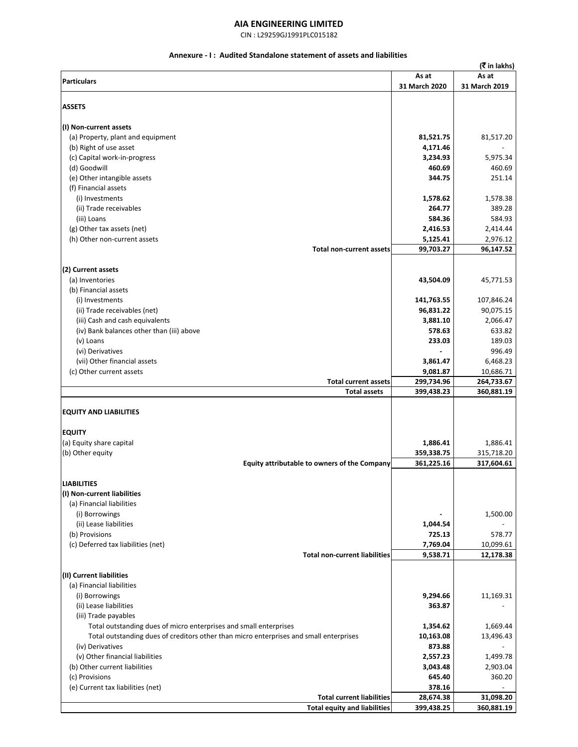# AIA ENGINEERING LIMITED

CIN : L29259GJ1991PLC015182

## Annexure - I : Audited Standalone statement of assets and liabilities

(₹ in lakhs)

| Particulars | As at 31 March 2020 | As at 31 March 2019 |
|---|---|---|
| **ASSETS** | | |
| **(I) Non-current assets** | | |
| (a) Property, plant and equipment | **81,521.75** | 81,517.20 |
| (b) Right of use asset | **4,171.46** | - |
| (c) Capital work-in-progress | **3,234.93** | 5,975.34 |
| (d) Goodwill | **460.69** | 460.69 |
| (e) Other intangible assets | **344.75** | 251.14 |
| (f) Financial assets | | |
| (i) Investments | **1,578.62** | 1,578.38 |
| (ii) Trade receivables | **264.77** | 389.28 |
| (iii) Loans | **584.36** | 584.93 |
| (g) Other tax assets (net) | **2,416.53** | 2,414.44 |
| (h) Other non-current assets | **5,125.41** | 2,976.12 |
| **Total non-current assets** | **99,703.27** | **96,147.52** |
| **(2) Current assets** | | |
| (a) Inventories | **43,504.09** | 45,771.53 |
| (b) Financial assets | | |
| (i) Investments | **141,763.55** | 107,846.24 |
| (ii) Trade receivables (net) | **96,831.22** | 90,075.15 |
| (iii) Cash and cash equivalents | **3,881.10** | 2,066.47 |
| (iv) Bank balances other than (iii) above | **578.63** | 633.82 |
| (v) Loans | **233.03** | 189.03 |
| (vi) Derivatives | **-** | 996.49 |
| (vii) Other financial assets | **3,861.47** | 6,468.23 |
| (c) Other current assets | **9,081.87** | 10,686.71 |
| **Total current assets** | **299,734.96** | **264,733.67** |
| **Total assets** | **399,438.23** | **360,881.19** |
| **EQUITY AND LIABILITIES** | | |
| **EQUITY** | | |
| (a) Equity share capital | **1,886.41** | 1,886.41 |
| (b) Other equity | **359,338.75** | 315,718.20 |
| **Equity attributable to owners of the Company** | **361,225.16** | **317,604.61** |
| **LIABILITIES** | | |
| **(I) Non-current liabilities** | | |
| (a) Financial liabilities | | |
| (i) Borrowings | **-** | 1,500.00 |
| (ii) Lease liabilities | **1,044.54** | - |
| (b) Provisions | **725.13** | 578.77 |
| (c) Deferred tax liabilities (net) | **7,769.04** | 10,099.61 |
| **Total non-current liabilities** | **9,538.71** | **12,178.38** |
| **(II) Current liabilities** | | |
| (a) Financial liabilities | | |
| (i) Borrowings | **9,294.66** | 11,169.31 |
| (ii) Lease liabilities | **363.87** | - |
| (iii) Trade payables | | |
| Total outstanding dues of micro enterprises and small enterprises | **1,354.62** | 1,669.44 |
| Total outstanding dues of creditors other than micro enterprises and small enterprises | **10,163.08** | 13,496.43 |
| (iv) Derivatives | **873.88** | - |
| (v) Other financial liabilities | **2,557.23** | 1,499.78 |
| (b) Other current liabilities | **3,043.48** | 2,903.04 |
| (c) Provisions | **645.40** | 360.20 |
| (e) Current tax liabilities (net) | **378.16** | - |
| **Total current liabilities** | **28,674.38** | **31,098.20** |
| **Total equity and liabilities** | **399,438.25** | **360,881.19** |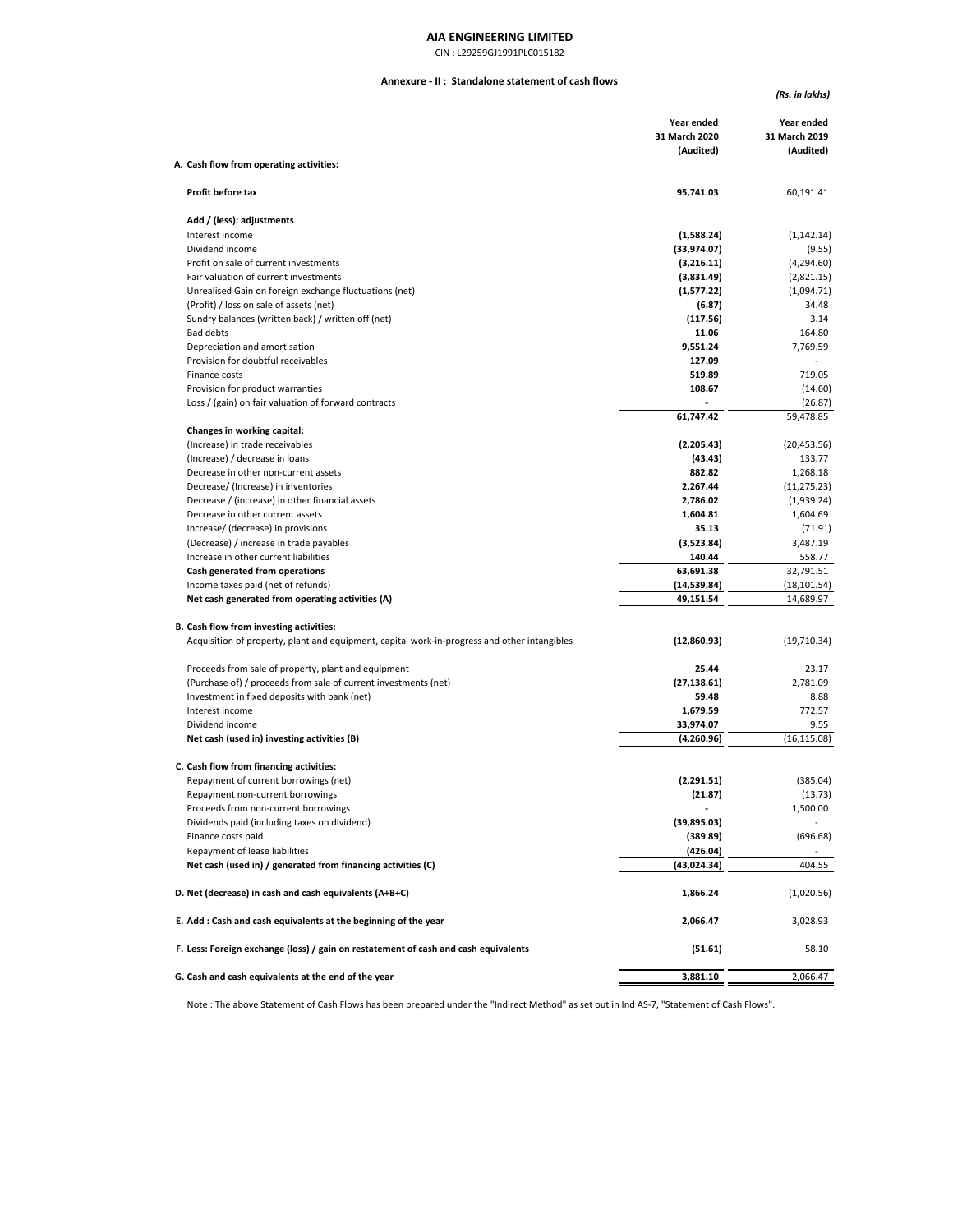# AIA ENGINEERING LIMITED

CIN : L29259GJ1991PLC015182

## Annexure - II : Standalone statement of cash flows

*(Rs. in lakhs)*

| | Year ended 31 March 2020 (Audited) | Year ended 31 March 2019 (Audited) |
|---|---|---|
| **A. Cash flow from operating activities:** | | |
| **Profit before tax** | **95,741.03** | 60,191.41 |
| **Add / (less): adjustments** | | |
| Interest income | **(1,588.24)** | (1,142.14) |
| Dividend income | **(33,974.07)** | (9.55) |
| Profit on sale of current investments | **(3,216.11)** | (4,294.60) |
| Fair valuation of current investments | **(3,831.49)** | (2,821.15) |
| Unrealised Gain on foreign exchange fluctuations (net) | **(1,577.22)** | (1,094.71) |
| (Profit) / loss on sale of assets (net) | **(6.87)** | 34.48 |
| Sundry balances (written back) / written off (net) | **(117.56)** | 3.14 |
| Bad debts | **11.06** | 164.80 |
| Depreciation and amortisation | **9,551.24** | 7,769.59 |
| Provision for doubtful receivables | **127.09** | - |
| Finance costs | **519.89** | 719.05 |
| Provision for product warranties | **108.67** | (14.60) |
| Loss / (gain) on fair valuation of forward contracts | **-** | (26.87) |
| | **61,747.42** | 59,478.85 |
| **Changes in working capital:** | | |
| (Increase) in trade receivables | **(2,205.43)** | (20,453.56) |
| (Increase) / decrease in loans | **(43.43)** | 133.77 |
| Decrease in other non-current assets | **882.82** | 1,268.18 |
| Decrease/ (Increase) in inventories | **2,267.44** | (11,275.23) |
| Decrease / (increase) in other financial assets | **2,786.02** | (1,939.24) |
| Decrease in other current assets | **1,604.81** | 1,604.69 |
| Increase/ (decrease) in provisions | **35.13** | (71.91) |
| (Decrease) / increase in trade payables | **(3,523.84)** | 3,487.19 |
| Increase in other current liabilities | **140.44** | 558.77 |
| **Cash generated from operations** | **63,691.38** | 32,791.51 |
| Income taxes paid (net of refunds) | **(14,539.84)** | (18,101.54) |
| **Net cash generated from operating activities (A)** | **49,151.54** | 14,689.97 |
| **B. Cash flow from investing activities:** | | |
| Acquisition of property, plant and equipment, capital work-in-progress and other intangibles | **(12,860.93)** | (19,710.34) |
| Proceeds from sale of property, plant and equipment | **25.44** | 23.17 |
| (Purchase of) / proceeds from sale of current investments (net) | **(27,138.61)** | 2,781.09 |
| Investment in fixed deposits with bank (net) | **59.48** | 8.88 |
| Interest income | **1,679.59** | 772.57 |
| Dividend income | **33,974.07** | 9.55 |
| **Net cash (used in) investing activities (B)** | **(4,260.96)** | (16,115.08) |
| **C. Cash flow from financing activities:** | | |
| Repayment of current borrowings (net) | **(2,291.51)** | (385.04) |
| Repayment non-current borrowings | **(21.87)** | (13.73) |
| Proceeds from non-current borrowings | **-** | 1,500.00 |
| Dividends paid (including taxes on dividend) | **(39,895.03)** | - |
| Finance costs paid | **(389.89)** | (696.68) |
| Repayment of lease liabilities | **(426.04)** | - |
| **Net cash (used in) / generated from financing activities (C)** | **(43,024.34)** | 404.55 |
| **D. Net (decrease) in cash and cash equivalents (A+B+C)** | **1,866.24** | (1,020.56) |
| **E. Add : Cash and cash equivalents at the beginning of the year** | **2,066.47** | 3,028.93 |
| **F. Less: Foreign exchange (loss) / gain on restatement of cash and cash equivalents** | **(51.61)** | 58.10 |
| **G. Cash and cash equivalents at the end of the year** | **3,881.10** | 2,066.47 |

Note : The above Statement of Cash Flows has been prepared under the "Indirect Method" as set out in Ind AS-7, "Statement of Cash Flows".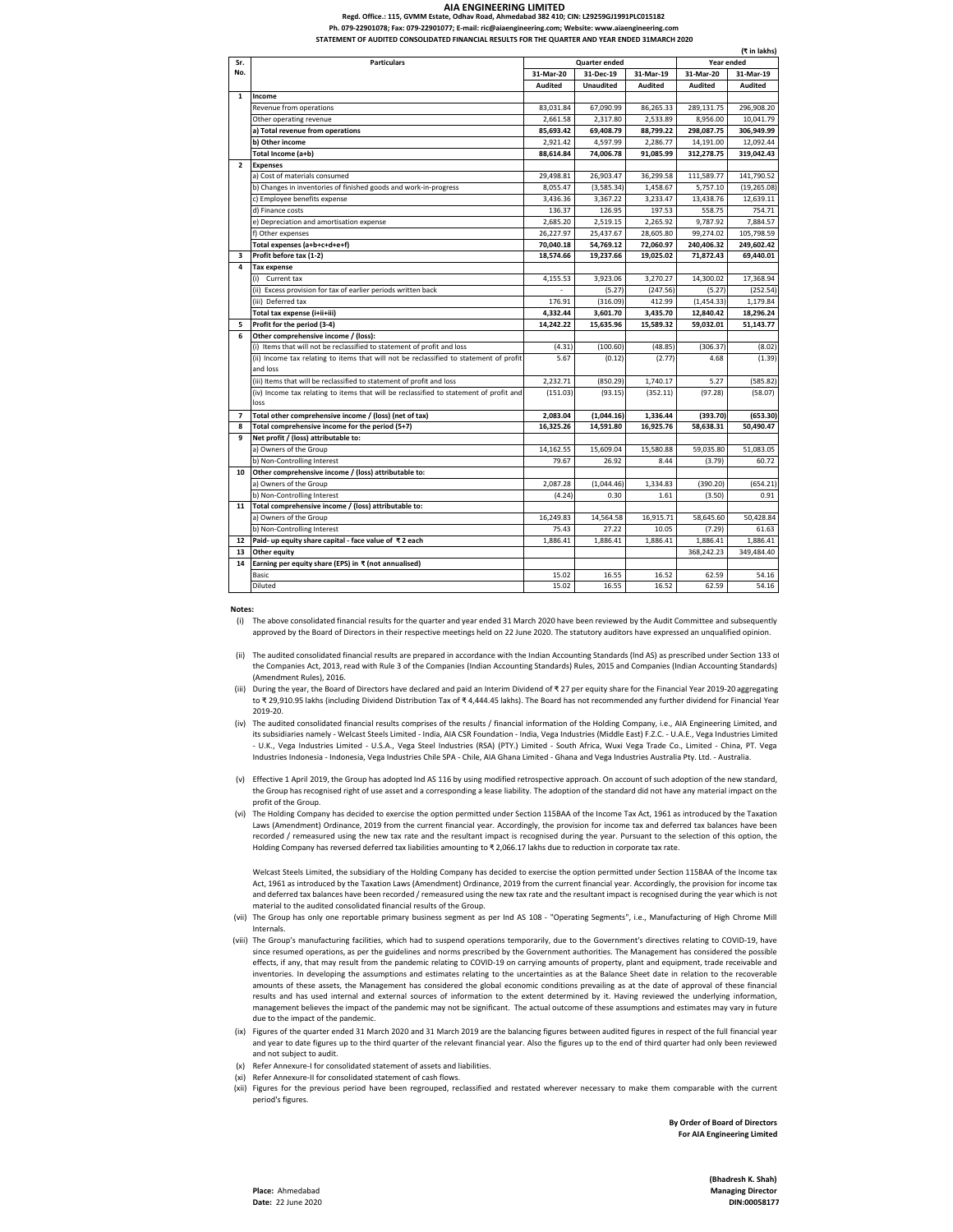# AIA ENGINEERING LIMITED

**Regd. Office.: 115, GVMM Estate, Odhav Road, Ahmedabad 382 410; CIN: L29259GJ1991PLC015182**

**Ph. 079-22901078; Fax: 079-22901077; E-mail: ric@aiaengineering.com; Website: www.aiaengineering.com**

**STATEMENT OF AUDITED CONSOLIDATED FINANCIAL RESULTS FOR THE QUARTER AND YEAR ENDED 31MARCH 2020**

(₹ in lakhs)

| Sr. No. | Particulars | Quarter ended | | | Year ended | |
|---|---|---|---|---|---|---|
| | | 31-Mar-20 | 31-Dec-19 | 31-Mar-19 | 31-Mar-20 | 31-Mar-19 |
| | | Audited | Unaudited | Audited | Audited | Audited |
| 1 | **Income** | | | | | |
| | Revenue from operations | 83,031.84 | 67,090.99 | 86,265.33 | 289,131.75 | 296,908.20 |
| | Other operating revenue | 2,661.58 | 2,317.80 | 2,533.89 | 8,956.00 | 10,041.79 |
| | **a) Total revenue from operations** | **85,693.42** | **69,408.79** | **88,799.22** | **298,087.75** | **306,949.99** |
| | **b) Other income** | 2,921.42 | 4,597.99 | 2,286.77 | 14,191.00 | 12,092.44 |
| | **Total Income (a+b)** | **88,614.84** | **74,006.78** | **91,085.99** | **312,278.75** | **319,042.43** |
| 2 | **Expenses** | | | | | |
| | a) Cost of materials consumed | 29,498.81 | 26,903.47 | 36,299.58 | 111,589.77 | 141,790.52 |
| | b) Changes in inventories of finished goods and work-in-progress | 8,055.47 | (3,585.34) | 1,458.67 | 5,757.10 | (19,265.08) |
| | c) Employee benefits expense | 3,436.36 | 3,367.22 | 3,233.47 | 13,438.76 | 12,639.11 |
| | d) Finance costs | 136.37 | 126.95 | 197.53 | 558.75 | 754.71 |
| | e) Depreciation and amortisation expense | 2,685.20 | 2,519.15 | 2,265.92 | 9,787.92 | 7,884.57 |
| | f) Other expenses | 26,227.97 | 25,437.67 | 28,605.80 | 99,274.02 | 105,798.59 |
| | **Total expenses (a+b+c+d+e+f)** | **70,040.18** | **54,769.12** | **72,060.97** | **240,406.32** | **249,602.42** |
| 3 | **Profit before tax (1-2)** | **18,574.66** | **19,237.66** | **19,025.02** | **71,872.43** | **69,440.01** |
| 4 | **Tax expense** | | | | | |
| | (i) Current tax | 4,155.53 | 3,923.06 | 3,270.27 | 14,300.02 | 17,368.94 |
| | (ii) Excess provision for tax of earlier periods written back | - | (5.27) | (247.56) | (5.27) | (252.54) |
| | (iii) Deferred tax | 176.91 | (316.09) | 412.99 | (1,454.33) | 1,179.84 |
| | **Total tax expense (i+ii+iii)** | **4,332.44** | **3,601.70** | **3,435.70** | **12,840.42** | **18,296.24** |
| 5 | **Profit for the period (3-4)** | **14,242.22** | **15,635.96** | **15,589.32** | **59,032.01** | **51,143.77** |
| 6 | **Other comprehensive income / (loss):** | | | | | |
| | (i) Items that will not be reclassified to statement of profit and loss | (4.31) | (100.60) | (48.85) | (306.37) | (8.02) |
| | (ii) Income tax relating to items that will not be reclassified to statement of profit and loss | 5.67 | (0.12) | (2.77) | 4.68 | (1.39) |
| | (iii) Items that will be reclassified to statement of profit and loss | 2,232.71 | (850.29) | 1,740.17 | 5.27 | (585.82) |
| | (iv) Income tax relating to items that will be reclassified to statement of profit and loss | (151.03) | (93.15) | (352.11) | (97.28) | (58.07) |
| 7 | **Total other comprehensive income / (loss) (net of tax)** | **2,083.04** | **(1,044.16)** | **1,336.44** | **(393.70)** | **(653.30)** |
| 8 | **Total comprehensive income for the period (5+7)** | **16,325.26** | **14,591.80** | **16,925.76** | **58,638.31** | **50,490.47** |
| 9 | **Net profit / (loss) attributable to:** | | | | | |
| | a) Owners of the Group | 14,162.55 | 15,609.04 | 15,580.88 | 59,035.80 | 51,083.05 |
| | b) Non-Controlling Interest | 79.67 | 26.92 | 8.44 | (3.79) | 60.72 |
| 10 | **Other comprehensive income / (loss) attributable to:** | | | | | |
| | a) Owners of the Group | 2,087.28 | (1,044.46) | 1,334.83 | (390.20) | (654.21) |
| | b) Non-Controlling Interest | (4.24) | 0.30 | 1.61 | (3.50) | 0.91 |
| 11 | **Total comprehensive income / (loss) attributable to:** | | | | | |
| | a) Owners of the Group | 16,249.83 | 14,564.58 | 16,915.71 | 58,645.60 | 50,428.84 |
| | b) Non-Controlling Interest | 75.43 | 27.22 | 10.05 | (7.29) | 61.63 |
| 12 | **Paid- up equity share capital - face value of ₹ 2 each** | 1,886.41 | 1,886.41 | 1,886.41 | 1,886.41 | 1,886.41 |
| 13 | **Other equity** | | | | 368,242.23 | 349,484.40 |
| 14 | **Earning per equity share (EPS) in ₹ (not annualised)** | | | | | |
| | Basic | 15.02 | 16.55 | 16.52 | 62.59 | 54.16 |
| | Diluted | 15.02 | 16.55 | 16.52 | 62.59 | 54.16 |

**Notes:**

(i) The above consolidated financial results for the quarter and year ended 31 March 2020 have been reviewed by the Audit Committee and subsequently approved by the Board of Directors in their respective meetings held on 22 June 2020. The statutory auditors have expressed an unqualified opinion.

(ii) The audited consolidated financial results are prepared in accordance with the Indian Accounting Standards (Ind AS) as prescribed under Section 133 of the Companies Act, 2013, read with Rule 3 of the Companies (Indian Accounting Standards) Rules, 2015 and Companies (Indian Accounting Standards) (Amendment Rules), 2016.

(iii) During the year, the Board of Directors have declared and paid an Interim Dividend of ₹ 27 per equity share for the Financial Year 2019-20 aggregating to ₹ 29,910.95 lakhs (including Dividend Distribution Tax of ₹ 4,444.45 lakhs). The Board has not recommended any further dividend for Financial Year 2019-20.

(iv) The audited consolidated financial results comprises of the results / financial information of the Holding Company, i.e., AIA Engineering Limited, and its subsidiaries namely - Welcast Steels Limited - India, AIA CSR Foundation - India, Vega Industries (Middle East) F.Z.C. - U.A.E., Vega Industries Limited - U.K., Vega Industries Limited - U.S.A., Vega Steel Industries (RSA) (PTY.) Limited - South Africa, Wuxi Vega Trade Co., Limited - China, PT. Vega Industries Indonesia - Indonesia, Vega Industries Chile SPA - Chile, AIA Ghana Limited - Ghana and Vega Industries Australia Pty. Ltd. - Australia.

(v) Effective 1 April 2019, the Group has adopted Ind AS 116 by using modified retrospective approach. On account of such adoption of the new standard, the Group has recognised right of use asset and a corresponding a lease liability. The adoption of the standard did not have any material impact on the profit of the Group.

(vi) The Holding Company has decided to exercise the option permitted under Section 115BAA of the Income Tax Act, 1961 as introduced by the Taxation Laws (Amendment) Ordinance, 2019 from the current financial year. Accordingly, the provision for income tax and deferred tax balances have been recorded / remeasured using the new tax rate and the resultant impact is recognised during the year. Pursuant to the selection of this option, the Holding Company has reversed deferred tax liabilities amounting to ₹ 2,066.17 lakhs due to reduction in corporate tax rate.

Welcast Steels Limited, the subsidiary of the Holding Company has decided to exercise the option permitted under Section 115BAA of the Income tax Act, 1961 as introduced by the Taxation Laws (Amendment) Ordinance, 2019 from the current financial year. Accordingly, the provision for income tax and deferred tax balances have been recorded / remeasured using the new tax rate and the resultant impact is recognised during the year which is not material to the audited consolidated financial results of the Group.

(vii) The Group has only one reportable primary business segment as per Ind AS 108 - "Operating Segments", i.e., Manufacturing of High Chrome Mill Internals.

(viii) The Group's manufacturing facilities, which had to suspend operations temporarily, due to the Government's directives relating to COVID-19, have since resumed operations, as per the guidelines and norms prescribed by the Government authorities. The Management has considered the possible effects, if any, that may result from the pandemic relating to COVID-19 on carrying amounts of property, plant and equipment, trade receivable and inventories. In developing the assumptions and estimates relating to the uncertainties as at the Balance Sheet date in relation to the recoverable amounts of these assets, the Management has considered the global economic conditions prevailing as at the date of approval of these financial results and has used internal and external sources of information to the extent determined by it. Having reviewed the underlying information, management believes the impact of the pandemic may not be significant. The actual outcome of these assumptions and estimates may vary in future due to the impact of the pandemic.

(ix) Figures of the quarter ended 31 March 2020 and 31 March 2019 are the balancing figures between audited figures in respect of the full financial year and year to date figures up to the third quarter of the relevant financial year. Also the figures up to the end of third quarter had only been reviewed and not subject to audit.

(x) Refer Annexure-I for consolidated statement of assets and liabilities.

(xi) Refer Annexure-II for consolidated statement of cash flows.

(xii) Figures for the previous period have been regrouped, reclassified and restated wherever necessary to make them comparable with the current period's figures.

**By Order of Board of Directors**
**For AIA Engineering Limited**

**(Bhadresh K. Shah)**
**Managing Director**
**DIN:00058177**

**Place:** Ahmedabad
**Date:** 22 June 2020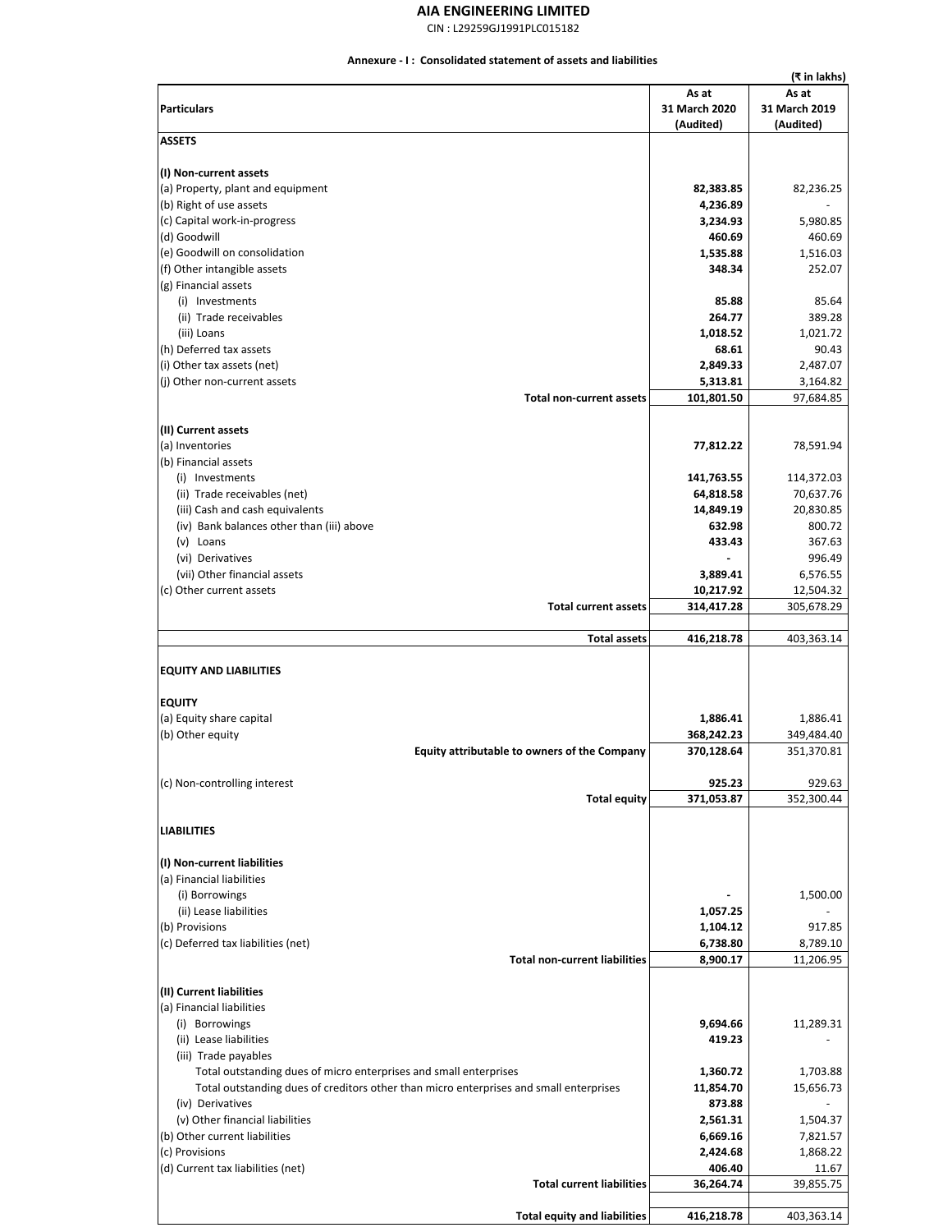# AIA ENGINEERING LIMITED

CIN : L29259GJ1991PLC015182

**Annexure - I : Consolidated statement of assets and liabilities**

(₹ in lakhs)

| Particulars | As at 31 March 2020 (Audited) | As at 31 March 2019 (Audited) |
|---|---|---|
| **ASSETS** | | |
| **(I) Non-current assets** | | |
| (a) Property, plant and equipment | **82,383.85** | 82,236.25 |
| (b) Right of use assets | **4,236.89** | - |
| (c) Capital work-in-progress | **3,234.93** | 5,980.85 |
| (d) Goodwill | **460.69** | 460.69 |
| (e) Goodwill on consolidation | **1,535.88** | 1,516.03 |
| (f) Other intangible assets | **348.34** | 252.07 |
| (g) Financial assets | | |
| (i) Investments | **85.88** | 85.64 |
| (ii) Trade receivables | **264.77** | 389.28 |
| (iii) Loans | **1,018.52** | 1,021.72 |
| (h) Deferred tax assets | **68.61** | 90.43 |
| (i) Other tax assets (net) | **2,849.33** | 2,487.07 |
| (j) Other non-current assets | **5,313.81** | 3,164.82 |
| **Total non-current assets** | **101,801.50** | 97,684.85 |
| **(II) Current assets** | | |
| (a) Inventories | **77,812.22** | 78,591.94 |
| (b) Financial assets | | |
| (i) Investments | **141,763.55** | 114,372.03 |
| (ii) Trade receivables (net) | **64,818.58** | 70,637.76 |
| (iii) Cash and cash equivalents | **14,849.19** | 20,830.85 |
| (iv) Bank balances other than (iii) above | **632.98** | 800.72 |
| (v) Loans | **433.43** | 367.63 |
| (vi) Derivatives | **-** | 996.49 |
| (vii) Other financial assets | **3,889.41** | 6,576.55 |
| (c) Other current assets | **10,217.92** | 12,504.32 |
| **Total current assets** | **314,417.28** | 305,678.29 |
| **Total assets** | **416,218.78** | 403,363.14 |
| **EQUITY AND LIABILITIES** | | |
| **EQUITY** | | |
| (a) Equity share capital | **1,886.41** | 1,886.41 |
| (b) Other equity | **368,242.23** | 349,484.40 |
| **Equity attributable to owners of the Company** | **370,128.64** | 351,370.81 |
| (c) Non-controlling interest | **925.23** | 929.63 |
| **Total equity** | **371,053.87** | 352,300.44 |
| **LIABILITIES** | | |
| **(I) Non-current liabilities** | | |
| (a) Financial liabilities | | |
| (i) Borrowings | **-** | 1,500.00 |
| (ii) Lease liabilities | **1,057.25** | - |
| (b) Provisions | **1,104.12** | 917.85 |
| (c) Deferred tax liabilities (net) | **6,738.80** | 8,789.10 |
| **Total non-current liabilities** | **8,900.17** | 11,206.95 |
| **(II) Current liabilities** | | |
| (a) Financial liabilities | | |
| (i) Borrowings | **9,694.66** | 11,289.31 |
| (ii) Lease liabilities | **419.23** | - |
| (iii) Trade payables | | |
| Total outstanding dues of micro enterprises and small enterprises | **1,360.72** | 1,703.88 |
| Total outstanding dues of creditors other than micro enterprises and small enterprises | **11,854.70** | 15,656.73 |
| (iv) Derivatives | **873.88** | - |
| (v) Other financial liabilities | **2,561.31** | 1,504.37 |
| (b) Other current liabilities | **6,669.16** | 7,821.57 |
| (c) Provisions | **2,424.68** | 1,868.22 |
| (d) Current tax liabilities (net) | **406.40** | 11.67 |
| **Total current liabilities** | **36,264.74** | 39,855.75 |
| **Total equity and liabilities** | **416,218.78** | 403,363.14 |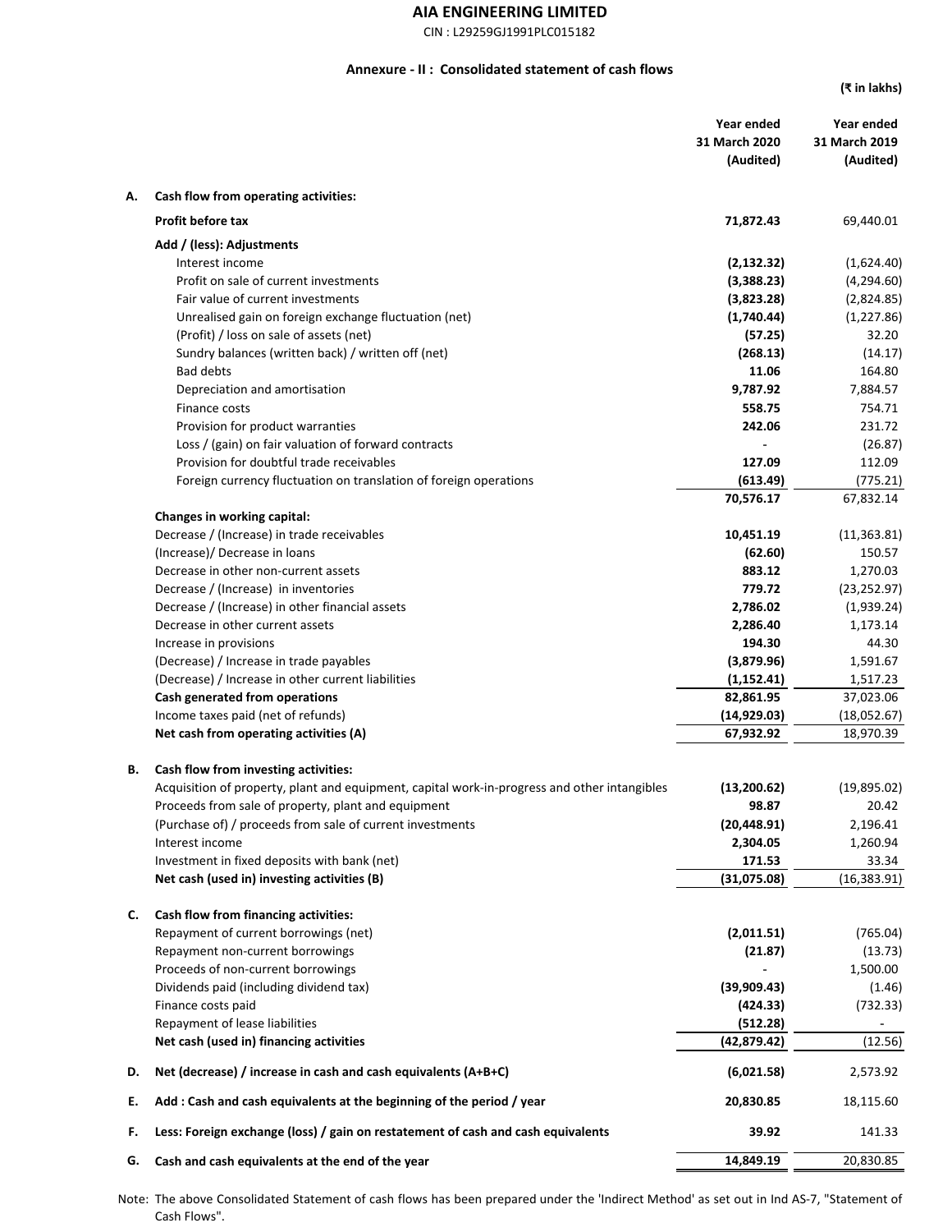# AIA ENGINEERING LIMITED

CIN : L29259GJ1991PLC015182

## Annexure - II : Consolidated statement of cash flows

(₹ in lakhs)

| | | Year ended 31 March 2020 (Audited) | Year ended 31 March 2019 (Audited) |
|---|---|---|---|
| **A.** | **Cash flow from operating activities:** | | |
| | **Profit before tax** | **71,872.43** | 69,440.01 |
| | **Add / (less): Adjustments** | | |
| | Interest income | **(2,132.32)** | (1,624.40) |
| | Profit on sale of current investments | **(3,388.23)** | (4,294.60) |
| | Fair value of current investments | **(3,823.28)** | (2,824.85) |
| | Unrealised gain on foreign exchange fluctuation (net) | **(1,740.44)** | (1,227.86) |
| | (Profit) / loss on sale of assets (net) | **(57.25)** | 32.20 |
| | Sundry balances (written back) / written off (net) | **(268.13)** | (14.17) |
| | Bad debts | **11.06** | 164.80 |
| | Depreciation and amortisation | **9,787.92** | 7,884.57 |
| | Finance costs | **558.75** | 754.71 |
| | Provision for product warranties | **242.06** | 231.72 |
| | Loss / (gain) on fair valuation of forward contracts | **-** | (26.87) |
| | Provision for doubtful trade receivables | **127.09** | 112.09 |
| | Foreign currency fluctuation on translation of foreign operations | **(613.49)** | (775.21) |
| | | **70,576.17** | 67,832.14 |
| | **Changes in working capital:** | | |
| | Decrease / (Increase) in trade receivables | **10,451.19** | (11,363.81) |
| | (Increase)/ Decrease in loans | **(62.60)** | 150.57 |
| | Decrease in other non-current assets | **883.12** | 1,270.03 |
| | Decrease / (Increase) in inventories | **779.72** | (23,252.97) |
| | Decrease / (Increase) in other financial assets | **2,786.02** | (1,939.24) |
| | Decrease in other current assets | **2,286.40** | 1,173.14 |
| | Increase in provisions | **194.30** | 44.30 |
| | (Decrease) / Increase in trade payables | **(3,879.96)** | 1,591.67 |
| | (Decrease) / Increase in other current liabilities | **(1,152.41)** | 1,517.23 |
| | **Cash generated from operations** | **82,861.95** | 37,023.06 |
| | Income taxes paid (net of refunds) | **(14,929.03)** | (18,052.67) |
| | **Net cash from operating activities (A)** | **67,932.92** | 18,970.39 |
| **B.** | **Cash flow from investing activities:** | | |
| | Acquisition of property, plant and equipment, capital work-in-progress and other intangibles | **(13,200.62)** | (19,895.02) |
| | Proceeds from sale of property, plant and equipment | **98.87** | 20.42 |
| | (Purchase of) / proceeds from sale of current investments | **(20,448.91)** | 2,196.41 |
| | Interest income | **2,304.05** | 1,260.94 |
| | Investment in fixed deposits with bank (net) | **171.53** | 33.34 |
| | **Net cash (used in) investing activities (B)** | **(31,075.08)** | (16,383.91) |
| **C.** | **Cash flow from financing activities:** | | |
| | Repayment of current borrowings (net) | **(2,011.51)** | (765.04) |
| | Repayment non-current borrowings | **(21.87)** | (13.73) |
| | Proceeds of non-current borrowings | **-** | 1,500.00 |
| | Dividends paid (including dividend tax) | **(39,909.43)** | (1.46) |
| | Finance costs paid | **(424.33)** | (732.33) |
| | Repayment of lease liabilities | **(512.28)** | - |
| | **Net cash (used in) financing activities** | **(42,879.42)** | (12.56) |
| **D.** | **Net (decrease) / increase in cash and cash equivalents (A+B+C)** | **(6,021.58)** | 2,573.92 |
| **E.** | **Add : Cash and cash equivalents at the beginning of the period / year** | **20,830.85** | 18,115.60 |
| **F.** | **Less: Foreign exchange (loss) / gain on restatement of cash and cash equivalents** | **39.92** | 141.33 |
| **G.** | **Cash and cash equivalents at the end of the year** | **14,849.19** | 20,830.85 |

Note: The above Consolidated Statement of cash flows has been prepared under the 'Indirect Method' as set out in Ind AS-7, "Statement of Cash Flows".